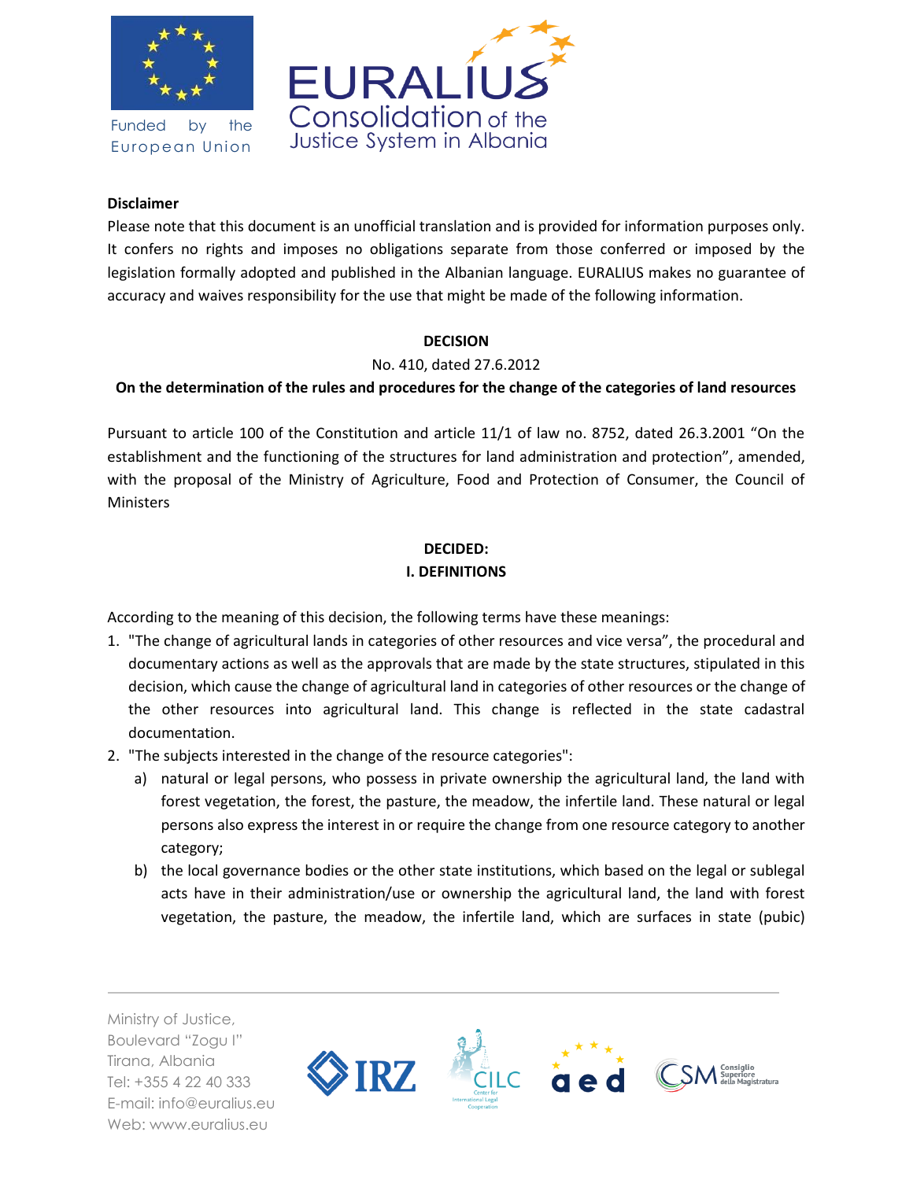**Disclaimer**

Please note that this document is an unofficial translation and is provided for information purposes only. It confers no rights and imposes no obligations separate from those conferred or imposed by the legislation formally adopted and published in the Albanian language. EURALIUS makes no guarantee of accuracy and waives responsibility for the use that might be made of the following information.

**DECISION**

No. 410, dated 27.6.2012

**On the determination of the rules and procedures for the change of the categories of land resources**

Pursuant to article 100 of the Constitution and article 11/1 of law no. 8752, dated 26.3.2001 "On the establishment and the functioning of the structures for land administration and protection", amended, with the proposal of the Ministry of Agriculture, Food and Protection of Consumer, the Council of Ministers

**DECIDED:**

**I. DEFINITIONS**

According to the meaning of this decision, the following terms have these meanings:

1. "The change of agricultural lands in categories of other resources and vice versa", the procedural and documentary actions as well as the approvals that are made by the state structures, stipulated in this decision, which cause the change of agricultural land in categories of other resources or the change of the other resources into agricultural land. This change is reflected in the state cadastral documentation.
2. "The subjects interested in the change of the resource categories":
   a) natural or legal persons, who possess in private ownership the agricultural land, the land with forest vegetation, the forest, the pasture, the meadow, the infertile land. These natural or legal persons also express the interest in or require the change from one resource category to another category;
   b) the local governance bodies or the other state institutions, which based on the legal or sublegal acts have in their administration/use or ownership the agricultural land, the land with forest vegetation, the pasture, the meadow, the infertile land, which are surfaces in state (pubic)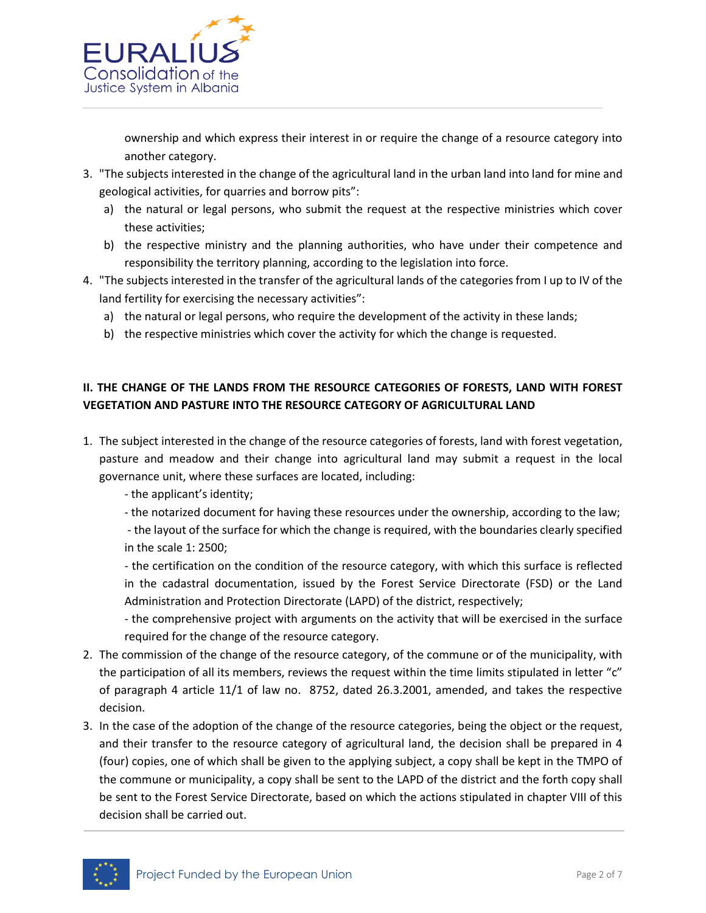ownership and which express their interest in or require the change of a resource category into another category.

3. "The subjects interested in the change of the agricultural land in the urban land into land for mine and geological activities, for quarries and borrow pits":
   a) the natural or legal persons, who submit the request at the respective ministries which cover these activities;
   b) the respective ministry and the planning authorities, who have under their competence and responsibility the territory planning, according to the legislation into force.
4. "The subjects interested in the transfer of the agricultural lands of the categories from I up to IV of the land fertility for exercising the necessary activities":
   a) the natural or legal persons, who require the development of the activity in these lands;
   b) the respective ministries which cover the activity for which the change is requested.

## II. THE CHANGE OF THE LANDS FROM THE RESOURCE CATEGORIES OF FORESTS, LAND WITH FOREST VEGETATION AND PASTURE INTO THE RESOURCE CATEGORY OF AGRICULTURAL LAND

1. The subject interested in the change of the resource categories of forests, land with forest vegetation, pasture and meadow and their change into agricultural land may submit a request in the local governance unit, where these surfaces are located, including:

   - the applicant's identity;
   - the notarized document for having these resources under the ownership, according to the law;
   - the layout of the surface for which the change is required, with the boundaries clearly specified in the scale 1: 2500;
   - the certification on the condition of the resource category, with which this surface is reflected in the cadastral documentation, issued by the Forest Service Directorate (FSD) or the Land Administration and Protection Directorate (LAPD) of the district, respectively;
   - the comprehensive project with arguments on the activity that will be exercised in the surface required for the change of the resource category.
2. The commission of the change of the resource category, of the commune or of the municipality, with the participation of all its members, reviews the request within the time limits stipulated in letter "c" of paragraph 4 article 11/1 of law no. 8752, dated 26.3.2001, amended, and takes the respective decision.
3. In the case of the adoption of the change of the resource categories, being the object or the request, and their transfer to the resource category of agricultural land, the decision shall be prepared in 4 (four) copies, one of which shall be given to the applying subject, a copy shall be kept in the TMPO of the commune or municipality, a copy shall be sent to the LAPD of the district and the forth copy shall be sent to the Forest Service Directorate, based on which the actions stipulated in chapter VIII of this decision shall be carried out.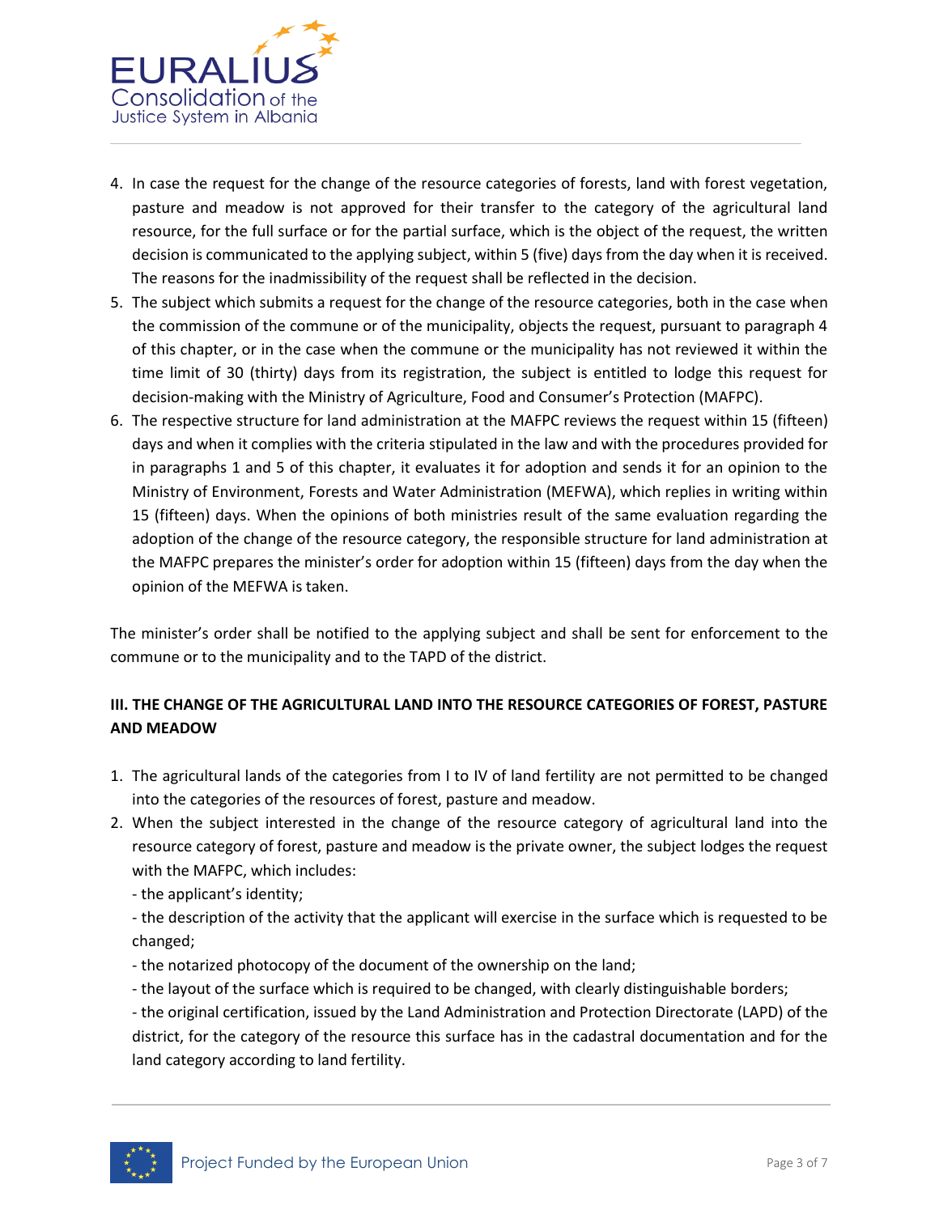4. In case the request for the change of the resource categories of forests, land with forest vegetation, pasture and meadow is not approved for their transfer to the category of the agricultural land resource, for the full surface or for the partial surface, which is the object of the request, the written decision is communicated to the applying subject, within 5 (five) days from the day when it is received. The reasons for the inadmissibility of the request shall be reflected in the decision.
5. The subject which submits a request for the change of the resource categories, both in the case when the commission of the commune or of the municipality, objects the request, pursuant to paragraph 4 of this chapter, or in the case when the commune or the municipality has not reviewed it within the time limit of 30 (thirty) days from its registration, the subject is entitled to lodge this request for decision-making with the Ministry of Agriculture, Food and Consumer's Protection (MAFPC).
6. The respective structure for land administration at the MAFPC reviews the request within 15 (fifteen) days and when it complies with the criteria stipulated in the law and with the procedures provided for in paragraphs 1 and 5 of this chapter, it evaluates it for adoption and sends it for an opinion to the Ministry of Environment, Forests and Water Administration (MEFWA), which replies in writing within 15 (fifteen) days. When the opinions of both ministries result of the same evaluation regarding the adoption of the change of the resource category, the responsible structure for land administration at the MAFPC prepares the minister's order for adoption within 15 (fifteen) days from the day when the opinion of the MEFWA is taken.

The minister's order shall be notified to the applying subject and shall be sent for enforcement to the commune or to the municipality and to the TAPD of the district.

**III. THE CHANGE OF THE AGRICULTURAL LAND INTO THE RESOURCE CATEGORIES OF FOREST, PASTURE AND MEADOW**

1. The agricultural lands of the categories from I to IV of land fertility are not permitted to be changed into the categories of the resources of forest, pasture and meadow.
2. When the subject interested in the change of the resource category of agricultural land into the resource category of forest, pasture and meadow is the private owner, the subject lodges the request with the MAFPC, which includes:
   - the applicant's identity;
   - the description of the activity that the applicant will exercise in the surface which is requested to be changed;
   - the notarized photocopy of the document of the ownership on the land;
   - the layout of the surface which is required to be changed, with clearly distinguishable borders;
   - the original certification, issued by the Land Administration and Protection Directorate (LAPD) of the district, for the category of the resource this surface has in the cadastral documentation and for the land category according to land fertility.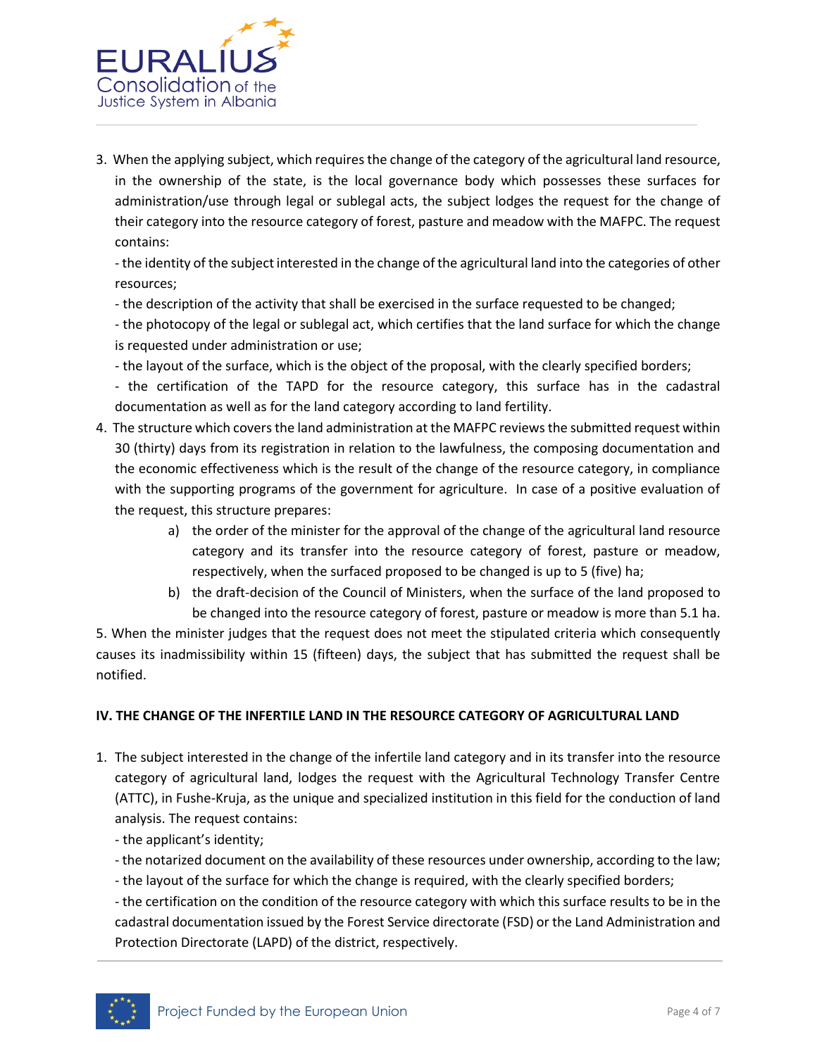3. When the applying subject, which requires the change of the category of the agricultural land resource, in the ownership of the state, is the local governance body which possesses these surfaces for administration/use through legal or sublegal acts, the subject lodges the request for the change of their category into the resource category of forest, pasture and meadow with the MAFPC. The request contains:

   - the identity of the subject interested in the change of the agricultural land into the categories of other resources;
   - the description of the activity that shall be exercised in the surface requested to be changed;
   - the photocopy of the legal or sublegal act, which certifies that the land surface for which the change is requested under administration or use;
   - the layout of the surface, which is the object of the proposal, with the clearly specified borders;
   - the certification of the TAPD for the resource category, this surface has in the cadastral documentation as well as for the land category according to land fertility.

4. The structure which covers the land administration at the MAFPC reviews the submitted request within 30 (thirty) days from its registration in relation to the lawfulness, the composing documentation and the economic effectiveness which is the result of the change of the resource category, in compliance with the supporting programs of the government for agriculture. In case of a positive evaluation of the request, this structure prepares:

   a) the order of the minister for the approval of the change of the agricultural land resource category and its transfer into the resource category of forest, pasture or meadow, respectively, when the surfaced proposed to be changed is up to 5 (five) ha;

   b) the draft-decision of the Council of Ministers, when the surface of the land proposed to be changed into the resource category of forest, pasture or meadow is more than 5.1 ha.

5. When the minister judges that the request does not meet the stipulated criteria which consequently causes its inadmissibility within 15 (fifteen) days, the subject that has submitted the request shall be notified.

## IV. THE CHANGE OF THE INFERTILE LAND IN THE RESOURCE CATEGORY OF AGRICULTURAL LAND

1. The subject interested in the change of the infertile land category and in its transfer into the resource category of agricultural land, lodges the request with the Agricultural Technology Transfer Centre (ATTC), in Fushe-Kruja, as the unique and specialized institution in this field for the conduction of land analysis. The request contains:

   - the applicant's identity;
   - the notarized document on the availability of these resources under ownership, according to the law;
   - the layout of the surface for which the change is required, with the clearly specified borders;
   - the certification on the condition of the resource category with which this surface results to be in the cadastral documentation issued by the Forest Service directorate (FSD) or the Land Administration and Protection Directorate (LAPD) of the district, respectively.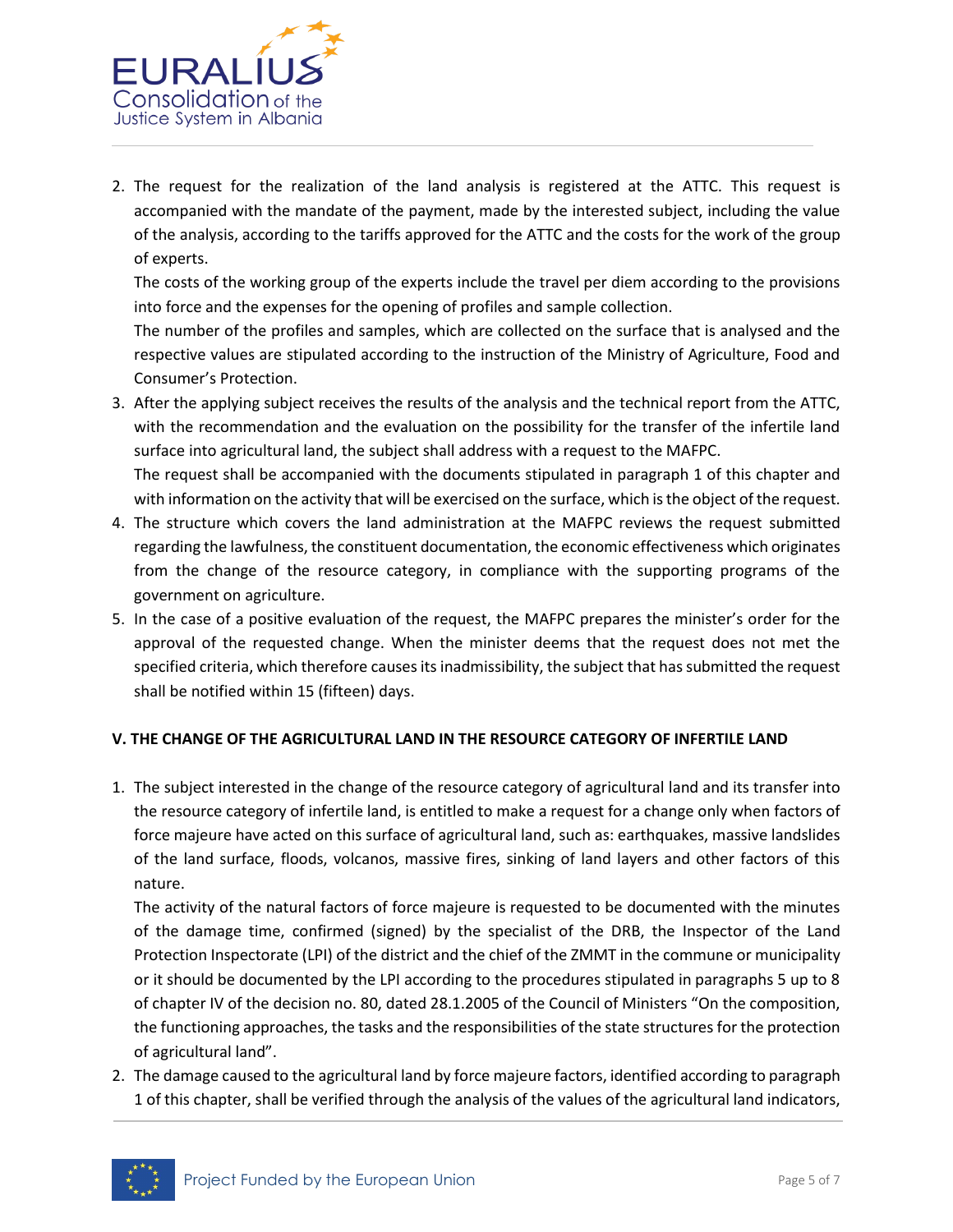2. The request for the realization of the land analysis is registered at the ATTC. This request is accompanied with the mandate of the payment, made by the interested subject, including the value of the analysis, according to the tariffs approved for the ATTC and the costs for the work of the group of experts.

   The costs of the working group of the experts include the travel per diem according to the provisions into force and the expenses for the opening of profiles and sample collection.

   The number of the profiles and samples, which are collected on the surface that is analysed and the respective values are stipulated according to the instruction of the Ministry of Agriculture, Food and Consumer's Protection.

3. After the applying subject receives the results of the analysis and the technical report from the ATTC, with the recommendation and the evaluation on the possibility for the transfer of the infertile land surface into agricultural land, the subject shall address with a request to the MAFPC.

   The request shall be accompanied with the documents stipulated in paragraph 1 of this chapter and with information on the activity that will be exercised on the surface, which is the object of the request.

4. The structure which covers the land administration at the MAFPC reviews the request submitted regarding the lawfulness, the constituent documentation, the economic effectiveness which originates from the change of the resource category, in compliance with the supporting programs of the government on agriculture.

5. In the case of a positive evaluation of the request, the MAFPC prepares the minister's order for the approval of the requested change. When the minister deems that the request does not met the specified criteria, which therefore causes its inadmissibility, the subject that has submitted the request shall be notified within 15 (fifteen) days.

## V. THE CHANGE OF THE AGRICULTURAL LAND IN THE RESOURCE CATEGORY OF INFERTILE LAND

1. The subject interested in the change of the resource category of agricultural land and its transfer into the resource category of infertile land, is entitled to make a request for a change only when factors of force majeure have acted on this surface of agricultural land, such as: earthquakes, massive landslides of the land surface, floods, volcanos, massive fires, sinking of land layers and other factors of this nature.

   The activity of the natural factors of force majeure is requested to be documented with the minutes of the damage time, confirmed (signed) by the specialist of the DRB, the Inspector of the Land Protection Inspectorate (LPI) of the district and the chief of the ZMMT in the commune or municipality or it should be documented by the LPI according to the procedures stipulated in paragraphs 5 up to 8 of chapter IV of the decision no. 80, dated 28.1.2005 of the Council of Ministers "On the composition, the functioning approaches, the tasks and the responsibilities of the state structures for the protection of agricultural land".

2. The damage caused to the agricultural land by force majeure factors, identified according to paragraph 1 of this chapter, shall be verified through the analysis of the values of the agricultural land indicators,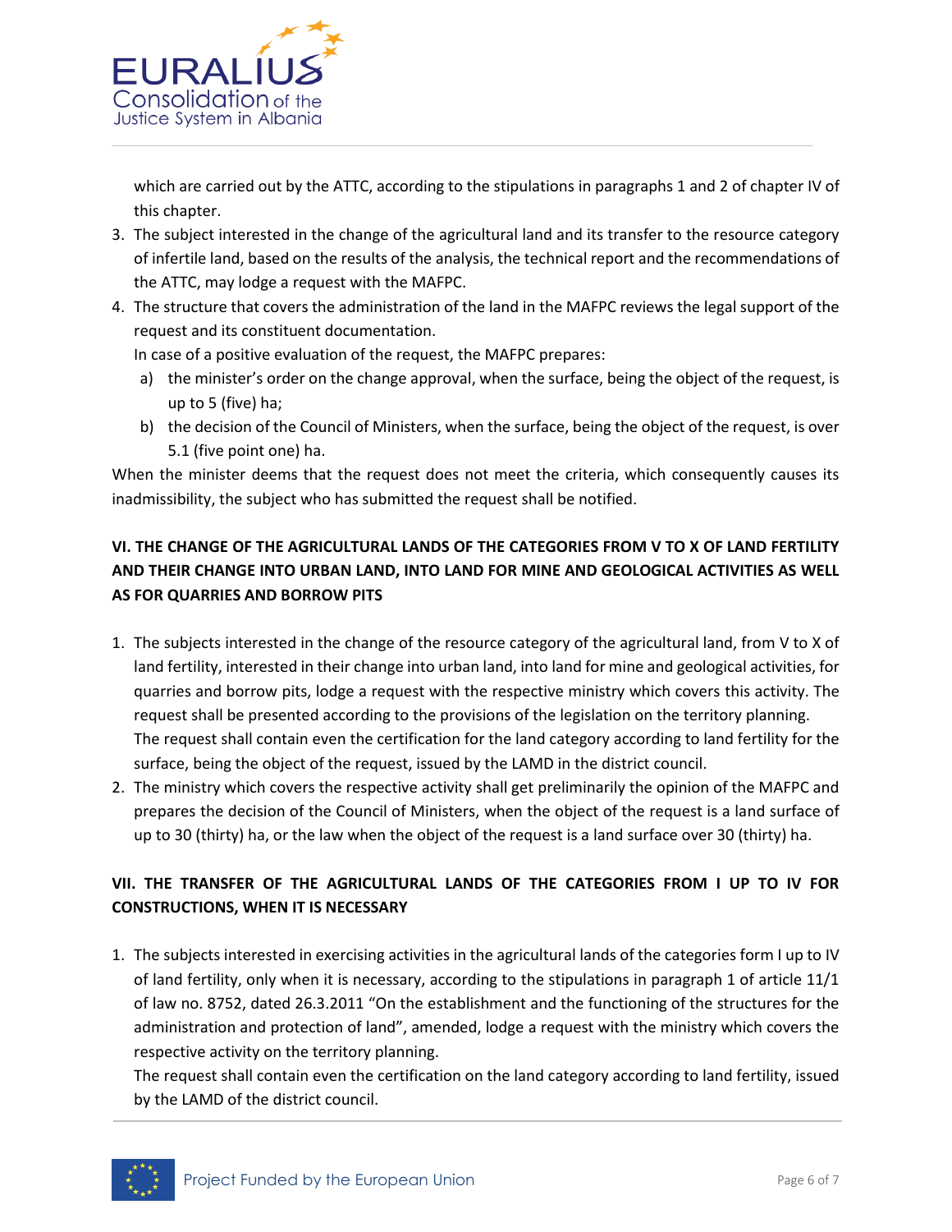which are carried out by the ATTC, according to the stipulations in paragraphs 1 and 2 of chapter IV of this chapter.

3. The subject interested in the change of the agricultural land and its transfer to the resource category of infertile land, based on the results of the analysis, the technical report and the recommendations of the ATTC, may lodge a request with the MAFPC.
4. The structure that covers the administration of the land in the MAFPC reviews the legal support of the request and its constituent documentation.
   In case of a positive evaluation of the request, the MAFPC prepares:
   a) the minister's order on the change approval, when the surface, being the object of the request, is up to 5 (five) ha;
   b) the decision of the Council of Ministers, when the surface, being the object of the request, is over 5.1 (five point one) ha.

When the minister deems that the request does not meet the criteria, which consequently causes its inadmissibility, the subject who has submitted the request shall be notified.

## VI. THE CHANGE OF THE AGRICULTURAL LANDS OF THE CATEGORIES FROM V TO X OF LAND FERTILITY AND THEIR CHANGE INTO URBAN LAND, INTO LAND FOR MINE AND GEOLOGICAL ACTIVITIES AS WELL AS FOR QUARRIES AND BORROW PITS

1. The subjects interested in the change of the resource category of the agricultural land, from V to X of land fertility, interested in their change into urban land, into land for mine and geological activities, for quarries and borrow pits, lodge a request with the respective ministry which covers this activity. The request shall be presented according to the provisions of the legislation on the territory planning.
   The request shall contain even the certification for the land category according to land fertility for the surface, being the object of the request, issued by the LAMD in the district council.
2. The ministry which covers the respective activity shall get preliminarily the opinion of the MAFPC and prepares the decision of the Council of Ministers, when the object of the request is a land surface of up to 30 (thirty) ha, or the law when the object of the request is a land surface over 30 (thirty) ha.

## VII. THE TRANSFER OF THE AGRICULTURAL LANDS OF THE CATEGORIES FROM I UP TO IV FOR CONSTRUCTIONS, WHEN IT IS NECESSARY

1. The subjects interested in exercising activities in the agricultural lands of the categories form I up to IV of land fertility, only when it is necessary, according to the stipulations in paragraph 1 of article 11/1 of law no. 8752, dated 26.3.2011 "On the establishment and the functioning of the structures for the administration and protection of land", amended, lodge a request with the ministry which covers the respective activity on the territory planning.
   The request shall contain even the certification on the land category according to land fertility, issued by the LAMD of the district council.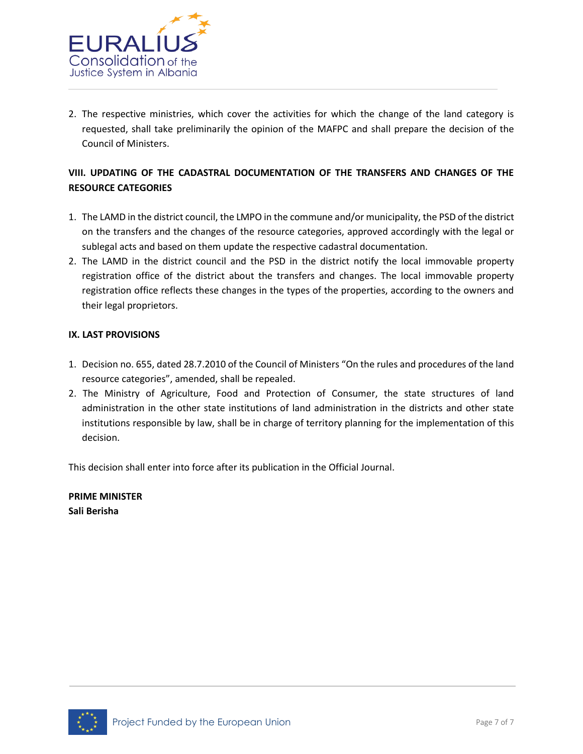2. The respective ministries, which cover the activities for which the change of the land category is requested, shall take preliminarily the opinion of the MAFPC and shall prepare the decision of the Council of Ministers.

## VIII. UPDATING OF THE CADASTRAL DOCUMENTATION OF THE TRANSFERS AND CHANGES OF THE RESOURCE CATEGORIES

1. The LAMD in the district council, the LMPO in the commune and/or municipality, the PSD of the district on the transfers and the changes of the resource categories, approved accordingly with the legal or sublegal acts and based on them update the respective cadastral documentation.
2. The LAMD in the district council and the PSD in the district notify the local immovable property registration office of the district about the transfers and changes. The local immovable property registration office reflects these changes in the types of the properties, according to the owners and their legal proprietors.

## IX. LAST PROVISIONS

1. Decision no. 655, dated 28.7.2010 of the Council of Ministers "On the rules and procedures of the land resource categories", amended, shall be repealed.
2. The Ministry of Agriculture, Food and Protection of Consumer, the state structures of land administration in the other state institutions of land administration in the districts and other state institutions responsible by law, shall be in charge of territory planning for the implementation of this decision.

This decision shall enter into force after its publication in the Official Journal.

**PRIME MINISTER**
**Sali Berisha**